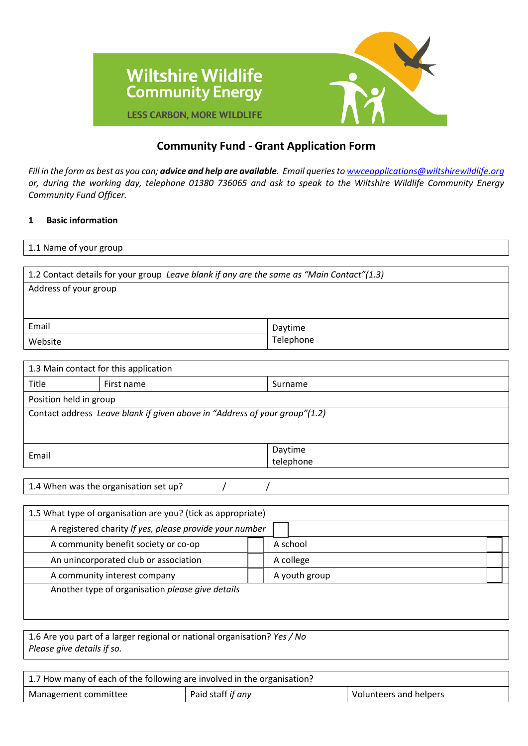Wiltshire Wildlife Community Energy

LESS CARBON, MORE WILDLIFE

## Community Fund - Grant Application Form

*Fill in the form as best as you can;* ***advice and help are available****. Email queries to [wwceapplications@wiltshirewildlife.org](mailto:wwceapplications@wiltshirewildlife.org) or, during the working day, telephone 01380 736065 and ask to speak to the Wiltshire Wildlife Community Energy Community Fund Officer.*

### 1 Basic information

| 1.1 Name of your group |
|---|

| 1.2 Contact details for your group *Leave blank if any are the same as "Main Contact"(1.3)* | |
|---|---|
| Address of your group | |
| Email | Daytime Telephone |
| Website | |

| 1.3 Main contact for this application | | |
|---|---|---|
| Title | First name | Surname |
| Position held in group | | |
| Contact address *Leave blank if given above in "Address of your group"(1.2)* | | |
| Email | | Daytime telephone |

| 1.4 When was the organisation set up? / / |
|---|

| 1.5 What type of organisation are you? (tick as appropriate) | | | |
|---|---|---|---|
| A registered charity *If yes, please provide your number* | | | |
| A community benefit society or co-op | | A school | |
| An unincorporated club or association | | A college | |
| A community interest company | | A youth group | |
| Another type of organisation *please give details* | | | |

| 1.6 Are you part of a larger regional or national organisation? *Yes / No* *Please give details if so.* |
|---|

| 1.7 How many of each of the following are involved in the organisation? | | |
|---|---|---|
| Management committee | Paid staff *if any* | Volunteers and helpers |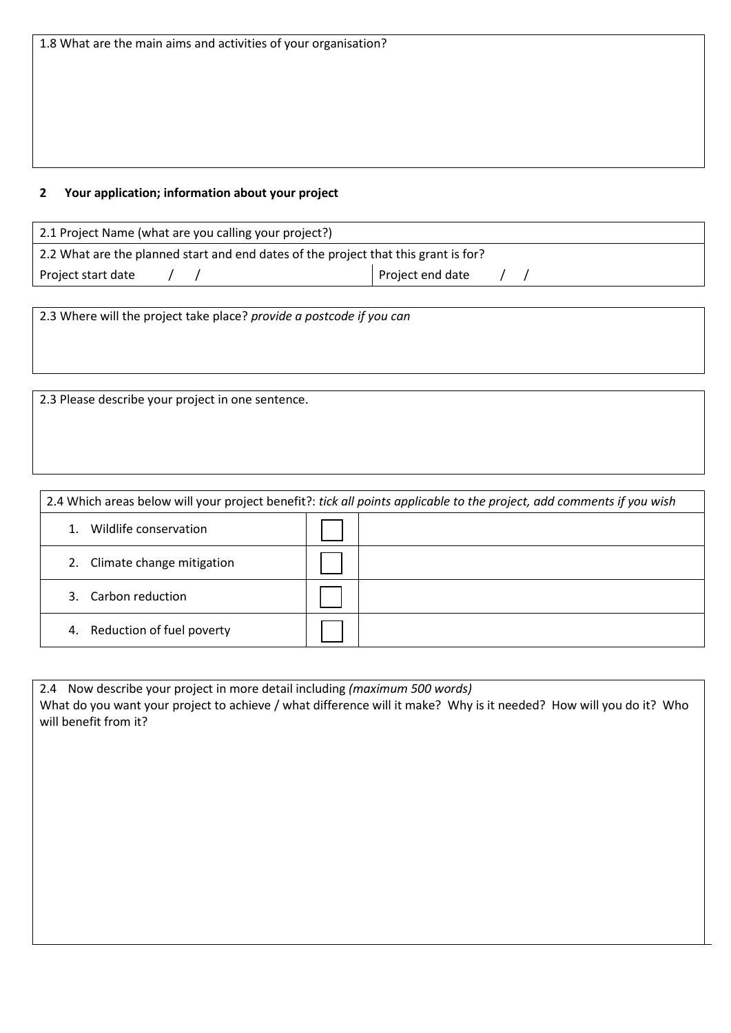1.8 What are the main aims and activities of your organisation?

## 2 Your application; information about your project

2.1 Project Name (what are you calling your project?)

2.2 What are the planned start and end dates of the project that this grant is for?

| Project start date / / | Project end date / / |
|---|---|

2.3 Where will the project take place? *provide a postcode if you can*

2.3 Please describe your project in one sentence.

| 2.4 Which areas below will your project benefit?: *tick all points applicable to the project, add comments if you wish* | | |
|---|---|---|
| 1. Wildlife conservation | ☐ | |
| 2. Climate change mitigation | ☐ | |
| 3. Carbon reduction | ☐ | |
| 4. Reduction of fuel poverty | ☐ | |

2.4 Now describe your project in more detail including *(maximum 500 words)*
What do you want your project to achieve / what difference will it make? Why is it needed? How will you do it? Who will benefit from it?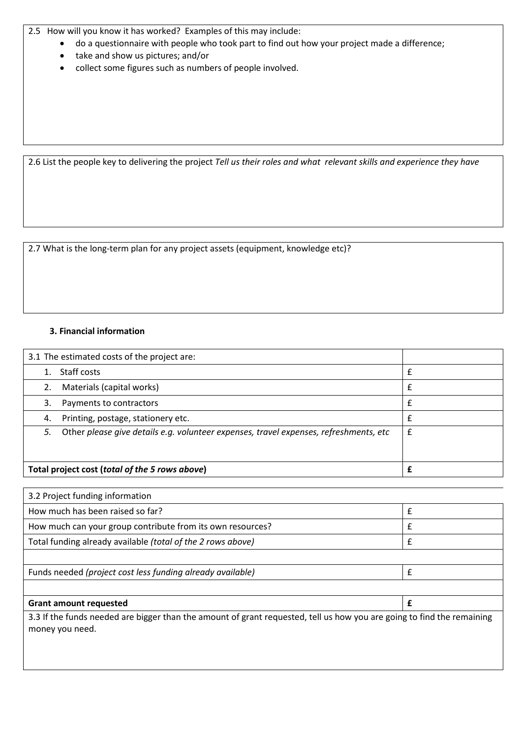2.5 How will you know it has worked? Examples of this may include:

- do a questionnaire with people who took part to find out how your project made a difference;
- take and show us pictures; and/or
- collect some figures such as numbers of people involved.

2.6 List the people key to delivering the project *Tell us their roles and what relevant skills and experience they have*

2.7 What is the long-term plan for any project assets (equipment, knowledge etc)?

### 3. Financial information

| 3.1 The estimated costs of the project are: | |
|---|---|
| 1. Staff costs | £ |
| 2. Materials (capital works) | £ |
| 3. Payments to contractors | £ |
| 4. Printing, postage, stationery etc. | £ |
| *5.* Other *please give details e.g. volunteer expenses, travel expenses, refreshments, etc* | £ |
| **Total project cost (*total of the 5 rows above*)** | **£** |

| 3.2 Project funding information | |
|---|---|
| How much has been raised so far? | £ |
| How much can your group contribute from its own resources? | £ |
| Total funding already available *(total of the 2 rows above)* | £ |
| | |
| Funds needed *(project cost less funding already available)* | £ |
| | |
| **Grant amount requested** | **£** |

3.3 If the funds needed are bigger than the amount of grant requested, tell us how you are going to find the remaining money you need.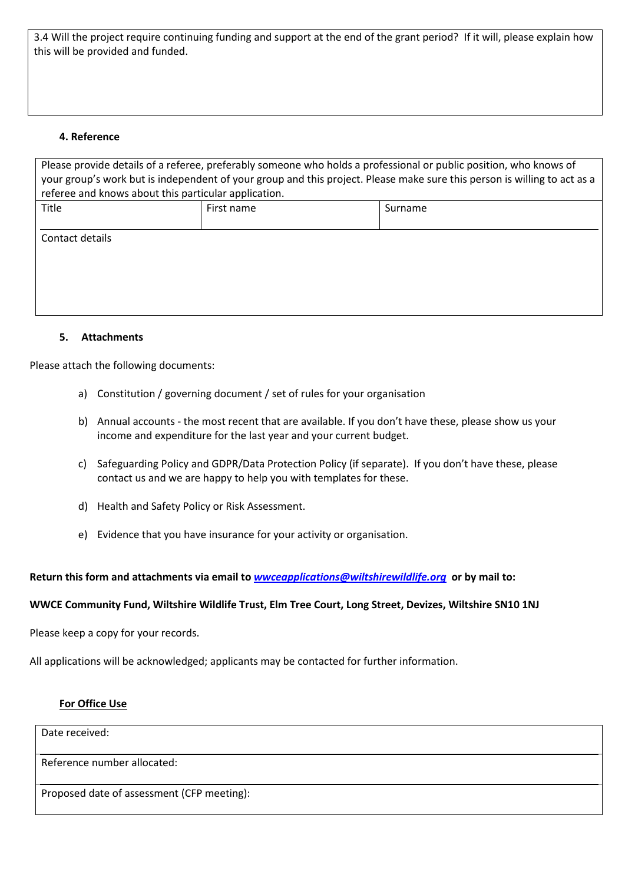| |
|---|
| 3.4 Will the project require continuing funding and support at the end of the grant period? If it will, please explain how this will be provided and funded. |

#### 4. Reference

| | | |
|---|---|---|
| Please provide details of a referee, preferably someone who holds a professional or public position, who knows of your group's work but is independent of your group and this project. Please make sure this person is willing to act as a referee and knows about this particular application. | | |
| Title | First name | Surname |
| Contact details | | |

#### 5. Attachments

Please attach the following documents:

a) Constitution / governing document / set of rules for your organisation

b) Annual accounts - the most recent that are available. If you don't have these, please show us your income and expenditure for the last year and your current budget.

c) Safeguarding Policy and GDPR/Data Protection Policy (if separate). If you don't have these, please contact us and we are happy to help you with templates for these.

d) Health and Safety Policy or Risk Assessment.

e) Evidence that you have insurance for your activity or organisation.

**Return this form and attachments via email to *wwceapplications@wiltshirewildlife.org* or by mail to:**

**WWCE Community Fund, Wiltshire Wildlife Trust, Elm Tree Court, Long Street, Devizes, Wiltshire SN10 1NJ**

Please keep a copy for your records.

All applications will be acknowledged; applicants may be contacted for further information.

**For Office Use**

| |
|---|
| Date received: |
| Reference number allocated: |
| Proposed date of assessment (CFP meeting): |